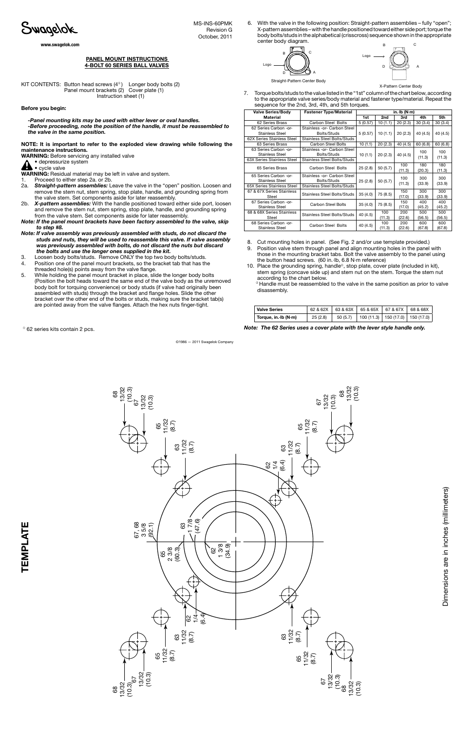Swagelok

www.swagelok.com

MS-INS-60PMK
Revision G
October, 2011

**PANEL MOUNT INSTRUCTIONS**
**4-BOLT 60 SERIES BALL VALVES**

KIT CONTENTS: Button head screws (4[1]) Longer body bolts (2)
Panel mount brackets (2) Cover plate (1)
Instruction sheet (1)

**Before you begin:**

***-Panel mounting kits may be used with either lever or oval handles.***
***-Before proceeding, note the position of the handle, it must be reassembled to the valve in the same position.***

**NOTE: It is important to refer to the exploded view drawing while following the maintenance instructions.**

**WARNING:** Before servicing any installed valve
- depressurize system
- cycle valve

**WARNING:** Residual material may be left in valve and system.

1. Proceed to either step 2a. or 2b.

2a. ***Straight-pattern assemblies:*** Leave the valve in the "open" position. Loosen and remove the stem nut, stem spring, stop plate, handle, and grounding spring from the valve stem. Set components aside for later reassembly.

2b. ***X-pattern assemblies:*** With the handle positioned toward either side port, loosen and remove the stem nut, stem spring, stop plate, handle, and grounding spring from the valve stem. Set components aside for later reassembly.

***Note: If the panel mount brackets have been factory assembled to the valve, skip to step #8.***

***Note: If valve assembly was previously assembled with studs, do not discard the studs and nuts, they will be used to reassemble this valve. If valve assembly was previously assembled with bolts, do not discard the nuts but discard the bolts and use the longer ones supplied in the kit.***

3. Loosen body bolts/studs. Remove ONLY the top two body bolts/studs.
4. Position one of the panel mount brackets, so the bracket tab that has the threaded hole(s) points away from the valve flange.
5. While holding the panel mount bracket in place, slide the longer body bolts (Position the bolt heads toward the same end of the valve body as the unremoved body bolt for torquing convenience) or body studs (if valve had originally been assembled with studs) through the bracket and flange holes. Slide the other bracket over the other end of the bolts or studs, making sure the bracket tab(s) are pointed away from the valve flanges. Attach the hex nuts finger-tight.

[1] 62 series kits contain 2 pcs.

©1986 — 2011 Swagelok Company

6. With the valve in the following position: Straight-pattern assemblies – fully "open"; X-pattern assemblies – with the handle positioned toward either side port; torque the body bolts/studs in the alphabetical (crisscross) sequence shown in the appropriate center body diagram.

Straight-Pattern Center Body

X-Pattern Center Body

7. Torque bolts/studs to the value listed in the "1st" column of the chart below, according to the appropriate valve series/body material and fastener type/material. Repeat the sequence for the 2nd, 3rd, 4th, and 5th torques.

| Valve Series/Body Material | Fastener Type/Material | in.·lb (N·m) | | | | |
|---|---|---|---|---|---|---|
| | | 1st | 2nd | 3rd | 4th | 5th |
| 62 Series Brass | Carbon Steel Bolts | 5 (0.57) | 10 (1.1) | 20 (2.3) | 30 (3.4) | 30 (3.4) |
| 62 Series Carbon -or- Stainless Steel | Stainless -or- Carbon Steel Bolts/Studs | 5 (0.57) | 10 (1.1) | 20 (2.3) | 40 (4.5) | 40 (4.5) |
| 62X Series Stainless Steel | Stainless Steel Bolts/Studs | | | | | |
| 63 Series Brass | Carbon Steel Bolts | 10 (1.1) | 20 (2.3) | 40 (4.5) | 60 (6.8) | 60 (6.8) |
| 63 Series Carbon -or- Stainless Steel | Stainless -or- Carbon Steel Bolts/Studs | 10 (1.1) | 20 (2.3) | 40 (4.5) | 100 (11.3) | 100 (11.3) |
| 63X Series Stainless Steel | Stainless Steel Bolts/Studs | | | | | |
| 65 Series Brass | Carbon Steel Bolts | 25 (2.8) | 50 (5.7) | 100 (11.3) | 180 (20.3) | 180 (11.3) |
| 65 Series Carbon -or- Stainless Steel | Stainless -or- Carbon Steel Bolts/Studs | 25 (2.8) | 50 (5.7) | 100 (11.3) | 300 (33.9) | 300 (33.9) |
| 65X Series Stainless Steel | Stainless Steel Bolts/Studs | | | | | |
| 67 & 67X Series Stainless Steel | Stainless Steel Bolts/Studs | 35 (4.0) | 75 (8.5) | 150 (17.0) | 300 (33.9) | 300 (33.9) |
| 67 Series Carbon -or- Stainless Steel | Carbon Steel Bolts | 35 (4.0) | 75 (8.5) | 150 (17.0) | 400 (45.2) | 400 (45.2) |
| 68 & 68X Series Stainless Steel | Stainless Steel Bolts/Studs | 40 (4.5) | 100 (11.3) | 200 (22.6) | 500 (56.5) | 500 (56.5) |
| 68 Series Carbon -or- Stainless Steel | Carbon Steel Bolts | 40 (4.5) | 100 (11.3) | 200 (22.6) | 600 (67.8) | 600 (67.8) |

8. Cut mounting holes in panel. (See Fig. 2 and/or use template provided.)
9. Position valve stem through panel and align mounting holes in the panel with those in the mounting bracket tabs. Bolt the valve assembly to the panel using the button head screws. (60 in.·lb, 6.8 N·m reference)
10. Place the grounding spring, handle[2], stop plate, cover plate (included in kit), stem spring (concave side up) and stem nut on the stem. Torque the stem nut according to the chart below.

[2] Handle must be reassembled to the valve in the same position as prior to valve disassembly.

| Valve Series | 62 & 62X | 63 & 63X | 65 & 65X | 67 & 67X | 68 & 68X |
|---|---|---|---|---|---|
| Torque, in.·lb (N·m) | 25 (2.8) | 50 (5.7) | 100 (11.3) | 150 (17.0) | 150 (17.0) |

***Note: The 62 Series uses a cover plate with the lever style handle only.***

# TEMPLATE

Dimensions are in inches (millimeters)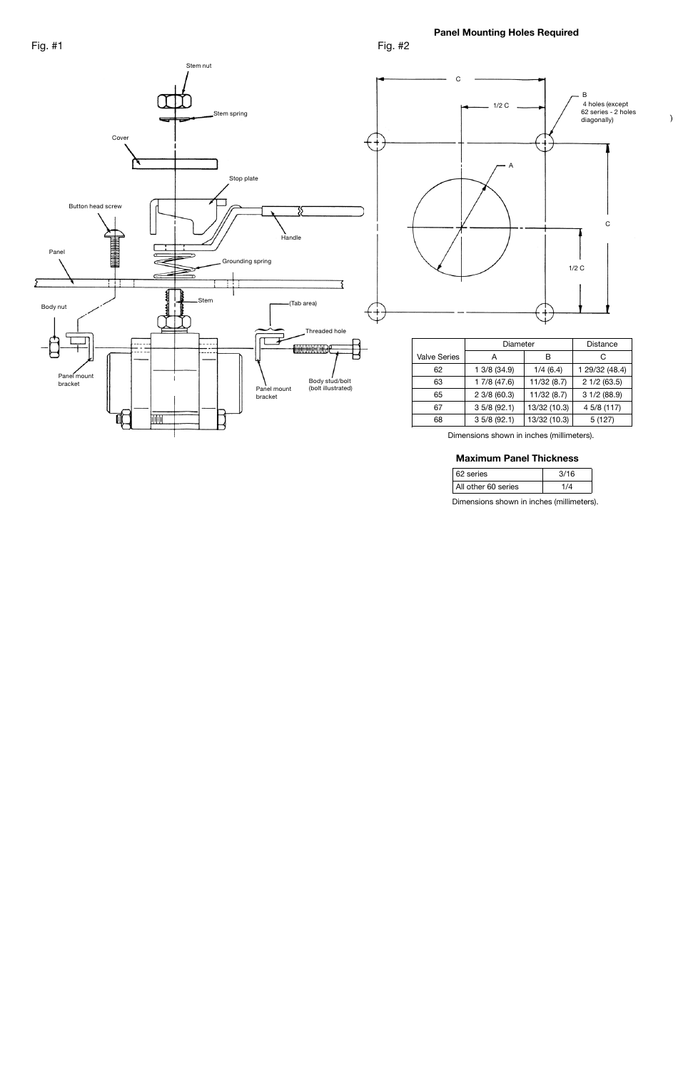Fig. #1

Stem nut

Stem spring

Cover

Stop plate

Button head screw

Handle

Panel

Grounding spring

Stem

(Tab area)

Body nut

Threaded hole

Panel mount bracket

Panel mount bracket

Body stud/bolt (bolt illustrated)

Fig. #2

**Panel Mounting Holes Required**

C

1/2 C

B
4 holes (except 62 series - 2 holes diagonally)

A

C

1/2 C

| | Diameter | | Distance |
|---|---|---|---|
| Valve Series | A | B | C |
| 62 | 1 3/8 (34.9) | 1/4 (6.4) | 1 29/32 (48.4) |
| 63 | 1 7/8 (47.6) | 11/32 (8.7) | 2 1/2 (63.5) |
| 65 | 2 3/8 (60.3) | 11/32 (8.7) | 3 1/2 (88.9) |
| 67 | 3 5/8 (92.1) | 13/32 (10.3) | 4 5/8 (117) |
| 68 | 3 5/8 (92.1) | 13/32 (10.3) | 5 (127) |

Dimensions shown in inches (millimeters).

**Maximum Panel Thickness**

| | |
|---|---|
| 62 series | 3/16 |
| All other 60 series | 1/4 |

Dimensions shown in inches (millimeters).